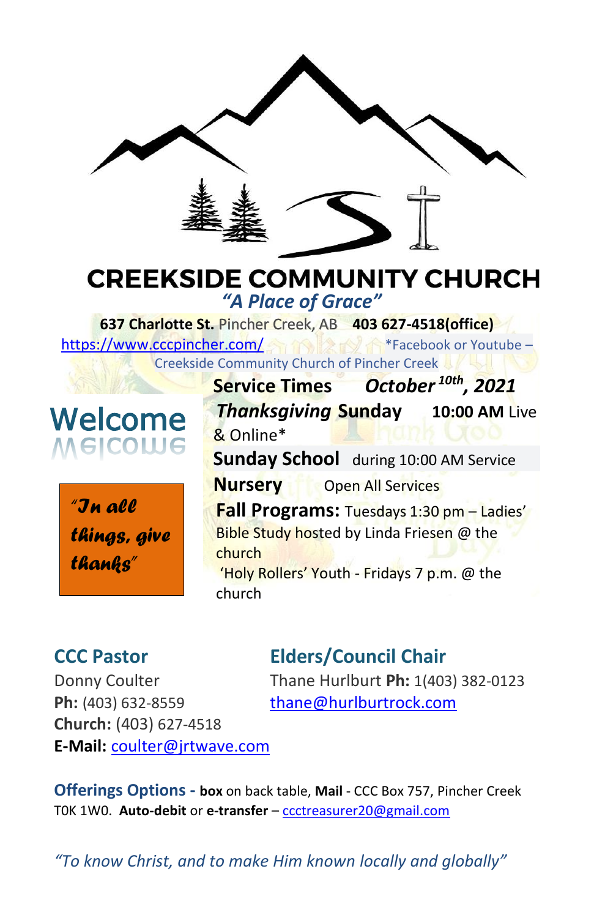# CREEKSIDE COMMUNITY CHURCH

*"A Place of Grace"*

**637 Charlotte St.** Pincher Creek, AB **403 627-4518(office)**

https://www.cccpincher.com/ *Facebook or Youtube – Creekside Community Church of Pincher Creek

## Welcome

*"In all things, give thanks"*

**Service Times** ***October 10th, 2021***

***Thanksgiving* Sunday** **10:00 AM** Live & Online*

**Sunday School** during 10:00 AM Service

**Nursery** Open All Services

**Fall Programs:** Tuesdays 1:30 pm – Ladies' Bible Study hosted by Linda Friesen @ the church

'Holy Rollers' Youth - Fridays 7 p.m. @ the church

### CCC Pastor

Donny Coulter
**Ph:** (403) 632-8559
**Church:** (403) 627-4518
**E-Mail:** coulter@jrtwave.com

### Elders/Council Chair

Thane Hurlburt **Ph:** 1(403) 382-0123
thane@hurlburtrock.com

**Offerings Options - box** on back table, **Mail** - CCC Box 757, Pincher Creek T0K 1W0. **Auto-debit** or **e-transfer** – ccctreasurer20@gmail.com

*"To know Christ, and to make Him known locally and globally"*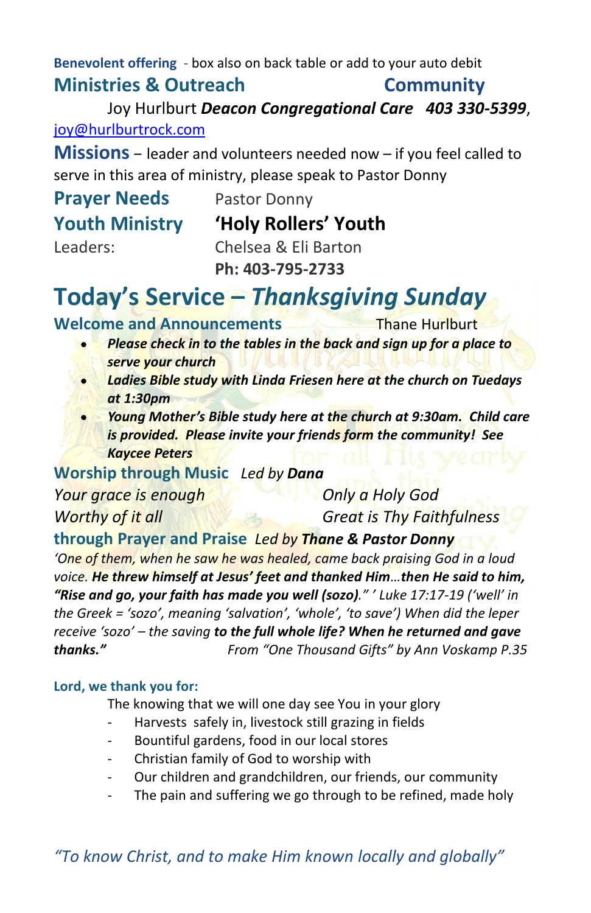**Benevolent offering** - box also on back table or add to your auto debit

## Ministries & Outreach Community

Joy Hurlburt ***Deacon Congregational Care 403 330-5399***, joy@hurlburtrock.com

**Missions** – leader and volunteers needed now – if you feel called to serve in this area of ministry, please speak to Pastor Donny

**Prayer Needs** Pastor Donny

**Youth Ministry** **'Holy Rollers' Youth**

Leaders: Chelsea & Eli Barton
**Ph: 403-795-2733**

# Today's Service – *Thanksgiving Sunday*

**Welcome and Announcements** Thane Hurlburt

- ***Please check in to the tables in the back and sign up for a place to serve your church***
- ***Ladies Bible study with Linda Friesen here at the church on Tuedays at 1:30pm***
- ***Young Mother's Bible study here at the church at 9:30am. Child care is provided. Please invite your friends form the community! See Kaycee Peters***

**Worship through Music** *Led by* ***Dana***

*Your grace is enough*
*Worthy of it all*
*Only a Holy God*
*Great is Thy Faithfulness*

**through Prayer and Praise** *Led by* ***Thane & Pastor Donny***

*'One of them, when he saw he was healed, came back praising God in a loud voice.* ***He threw himself at Jesus' feet and thanked Him…then He said to him, "Rise and go, your faith has made you well (sozo).*** *" ' Luke 17:17-19 ('well' in the Greek = 'sozo', meaning 'salvation', 'whole', 'to save') When did the leper receive 'sozo' – the saving* ***to the full whole life? When he returned and gave thanks."*** *From "One Thousand Gifts" by Ann Voskamp P.35*

**Lord, we thank you for:**

The knowing that we will one day see You in your glory

- Harvests safely in, livestock still grazing in fields
- Bountiful gardens, food in our local stores
- Christian family of God to worship with
- Our children and grandchildren, our friends, our community
- The pain and suffering we go through to be refined, made holy

*"To know Christ, and to make Him known locally and globally"*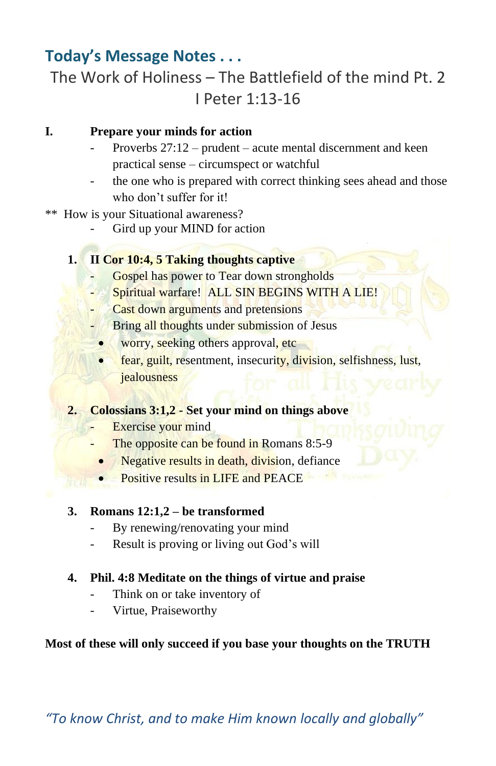## Today's Message Notes . . .

The Work of Holiness – The Battlefield of the mind Pt. 2

I Peter 1:13-16

**I. Prepare your minds for action**

- Proverbs 27:12 – prudent – acute mental discernment and keen practical sense – circumspect or watchful
- the one who is prepared with correct thinking sees ahead and those who don't suffer for it!

** How is your Situational awareness?

- Gird up your MIND for action

**1. II Cor 10:4, 5 Taking thoughts captive**

- Gospel has power to Tear down strongholds
- Spiritual warfare! ALL SIN BEGINS WITH A LIE!
- Cast down arguments and pretensions
- Bring all thoughts under submission of Jesus
  - worry, seeking others approval, etc
  - fear, guilt, resentment, insecurity, division, selfishness, lust, jealousness

**2. Colossians 3:1,2 - Set your mind on things above**

- Exercise your mind
- The opposite can be found in Romans 8:5-9
  - Negative results in death, division, defiance
  - Positive results in LIFE and PEACE

**3. Romans 12:1,2 – be transformed**

- By renewing/renovating your mind
- Result is proving or living out God's will

**4. Phil. 4:8 Meditate on the things of virtue and praise**

- Think on or take inventory of
- Virtue, Praiseworthy

**Most of these will only succeed if you base your thoughts on the TRUTH**

*"To know Christ, and to make Him known locally and globally"*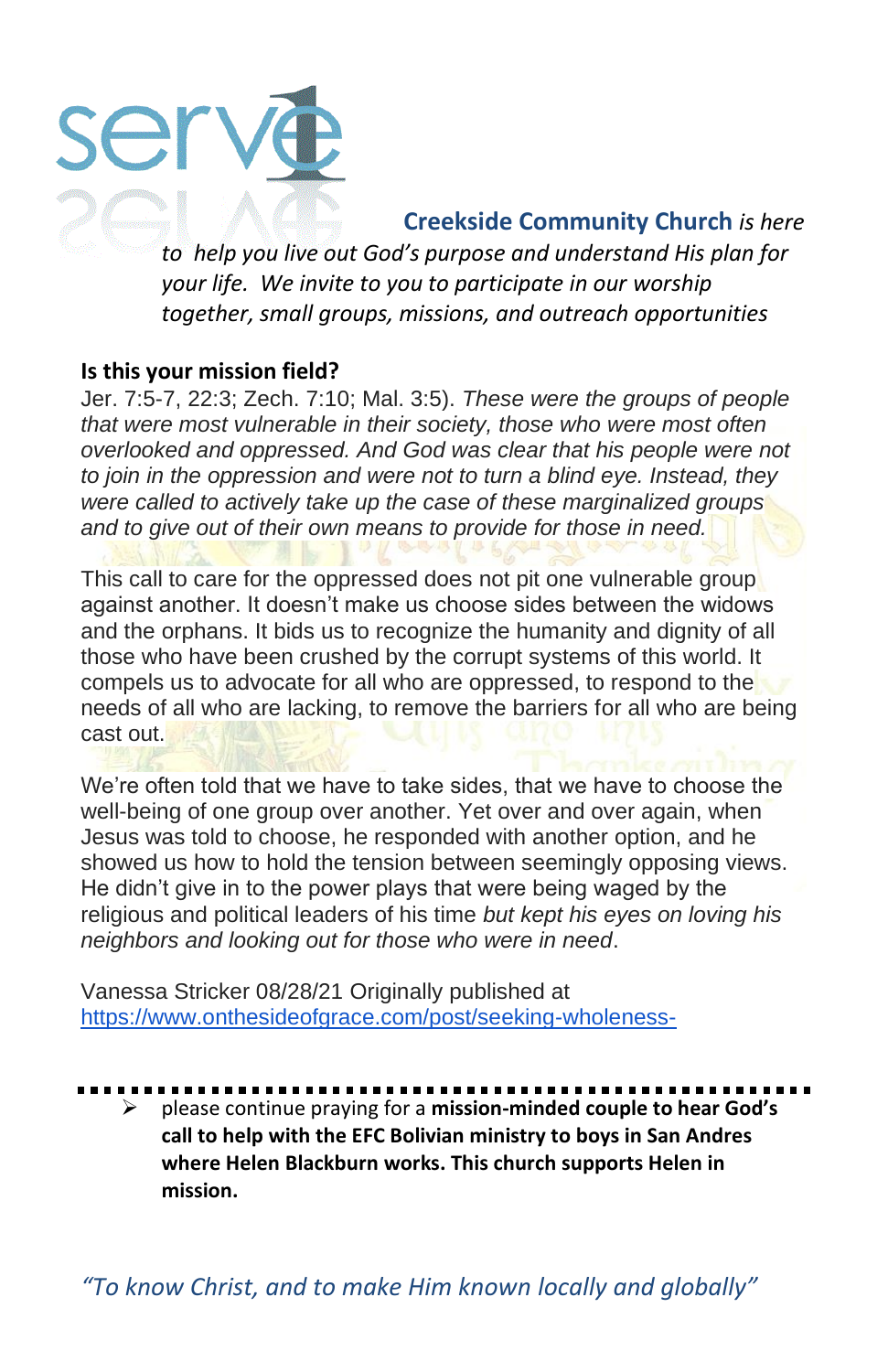serve1

**Creekside Community Church** *is here to help you live out God's purpose and understand His plan for your life. We invite to you to participate in our worship together, small groups, missions, and outreach opportunities*

**Is this your mission field?**

Jer. 7:5-7, 22:3; Zech. 7:10; Mal. 3:5). *These were the groups of people that were most vulnerable in their society, those who were most often overlooked and oppressed. And God was clear that his people were not to join in the oppression and were not to turn a blind eye. Instead, they were called to actively take up the case of these marginalized groups and to give out of their own means to provide for those in need.*

This call to care for the oppressed does not pit one vulnerable group against another. It doesn't make us choose sides between the widows and the orphans. It bids us to recognize the humanity and dignity of all those who have been crushed by the corrupt systems of this world. It compels us to advocate for all who are oppressed, to respond to the needs of all who are lacking, to remove the barriers for all who are being cast out.

We're often told that we have to take sides, that we have to choose the well-being of one group over another. Yet over and over again, when Jesus was told to choose, he responded with another option, and he showed us how to hold the tension between seemingly opposing views. He didn't give in to the power plays that were being waged by the religious and political leaders of his time *but kept his eyes on loving his neighbors and looking out for those who were in need*.

Vanessa Stricker 08/28/21 Originally published at https://www.onthesideofgrace.com/post/seeking-wholeness-

---

- please continue praying for a **mission-minded couple to hear God's call to help with the EFC Bolivian ministry to boys in San Andres where Helen Blackburn works. This church supports Helen in mission.**

*"To know Christ, and to make Him known locally and globally"*